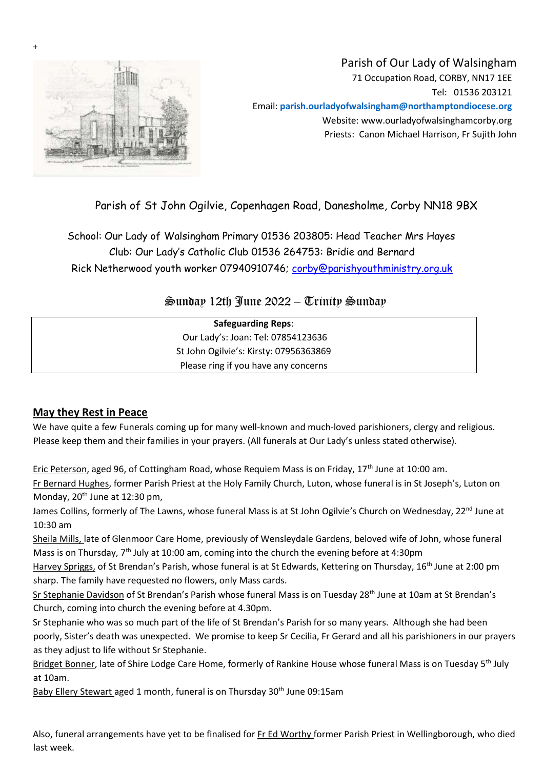+

Parish of Our Lady of Walsingham
71 Occupation Road, CORBY, NN17 1EE
Tel: 01536 203121
Email: **parish.ourladyofwalsingham@northamptondiocese.org**
Website: www.ourladyofwalsinghamcorby.org
Priests: Canon Michael Harrison, Fr Sujith John

Parish of St John Ogilvie, Copenhagen Road, Danesholme, Corby NN18 9BX

School: Our Lady of Walsingham Primary 01536 203805: Head Teacher Mrs Hayes
Club: Our Lady's Catholic Club 01536 264753: Bridie and Bernard
Rick Netherwood youth worker 07940910746; corby@parishyouthministry.org.uk

## Sunday 12th June 2022 – Trinity Sunday

| **Safeguarding Reps**: |
|---|
| Our Lady's: Joan: Tel: 07854123636 |
| St John Ogilvie's: Kirsty: 07956363869 |
| Please ring if you have any concerns |

## May they Rest in Peace

We have quite a few Funerals coming up for many well-known and much-loved parishioners, clergy and religious. Please keep them and their families in your prayers. (All funerals at Our Lady's unless stated otherwise).

Eric Peterson, aged 96, of Cottingham Road, whose Requiem Mass is on Friday, 17th June at 10:00 am.
Fr Bernard Hughes, former Parish Priest at the Holy Family Church, Luton, whose funeral is in St Joseph's, Luton on Monday, 20th June at 12:30 pm,
James Collins, formerly of The Lawns, whose funeral Mass is at St John Ogilvie's Church on Wednesday, 22nd June at 10:30 am
Sheila Mills, late of Glenmoor Care Home, previously of Wensleydale Gardens, beloved wife of John, whose funeral Mass is on Thursday, 7th July at 10:00 am, coming into the church the evening before at 4:30pm
Harvey Spriggs, of St Brendan's Parish, whose funeral is at St Edwards, Kettering on Thursday, 16th June at 2:00 pm sharp. The family have requested no flowers, only Mass cards.
Sr Stephanie Davidson of St Brendan's Parish whose funeral Mass is on Tuesday 28th June at 10am at St Brendan's Church, coming into church the evening before at 4.30pm.
Sr Stephanie who was so much part of the life of St Brendan's Parish for so many years. Although she had been poorly, Sister's death was unexpected. We promise to keep Sr Cecilia, Fr Gerard and all his parishioners in our prayers as they adjust to life without Sr Stephanie.
Bridget Bonner, late of Shire Lodge Care Home, formerly of Rankine House whose funeral Mass is on Tuesday 5th July at 10am.
Baby Ellery Stewart aged 1 month, funeral is on Thursday 30th June 09:15am

Also, funeral arrangements have yet to be finalised for Fr Ed Worthy former Parish Priest in Wellingborough, who died last week.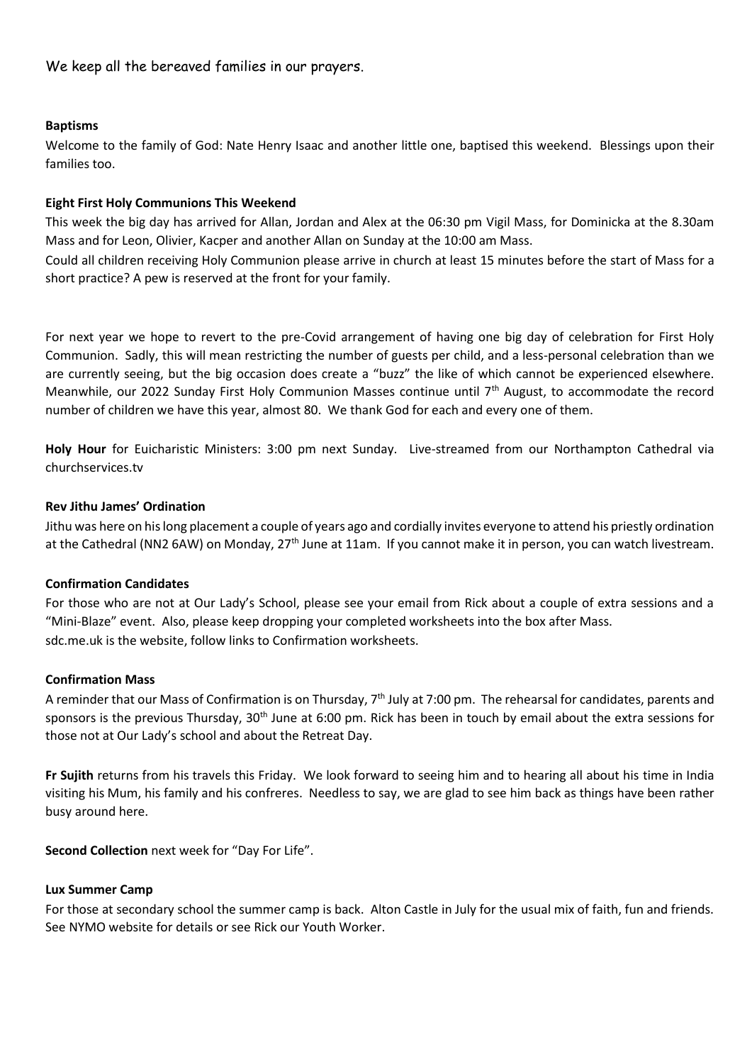We keep all the bereaved families in our prayers.

**Baptisms**

Welcome to the family of God: Nate Henry Isaac and another little one, baptised this weekend. Blessings upon their families too.

**Eight First Holy Communions This Weekend**

This week the big day has arrived for Allan, Jordan and Alex at the 06:30 pm Vigil Mass, for Dominicka at the 8.30am Mass and for Leon, Olivier, Kacper and another Allan on Sunday at the 10:00 am Mass.

Could all children receiving Holy Communion please arrive in church at least 15 minutes before the start of Mass for a short practice? A pew is reserved at the front for your family.

For next year we hope to revert to the pre-Covid arrangement of having one big day of celebration for First Holy Communion. Sadly, this will mean restricting the number of guests per child, and a less-personal celebration than we are currently seeing, but the big occasion does create a "buzz" the like of which cannot be experienced elsewhere. Meanwhile, our 2022 Sunday First Holy Communion Masses continue until 7th August, to accommodate the record number of children we have this year, almost 80. We thank God for each and every one of them.

**Holy Hour** for Euicharistic Ministers: 3:00 pm next Sunday. Live-streamed from our Northampton Cathedral via churchservices.tv

**Rev Jithu James' Ordination**

Jithu was here on his long placement a couple of years ago and cordially invites everyone to attend his priestly ordination at the Cathedral (NN2 6AW) on Monday, 27th June at 11am. If you cannot make it in person, you can watch livestream.

**Confirmation Candidates**

For those who are not at Our Lady's School, please see your email from Rick about a couple of extra sessions and a "Mini-Blaze" event. Also, please keep dropping your completed worksheets into the box after Mass.
sdc.me.uk is the website, follow links to Confirmation worksheets.

**Confirmation Mass**

A reminder that our Mass of Confirmation is on Thursday, 7th July at 7:00 pm. The rehearsal for candidates, parents and sponsors is the previous Thursday, 30th June at 6:00 pm. Rick has been in touch by email about the extra sessions for those not at Our Lady's school and about the Retreat Day.

**Fr Sujith** returns from his travels this Friday. We look forward to seeing him and to hearing all about his time in India visiting his Mum, his family and his confreres. Needless to say, we are glad to see him back as things have been rather busy around here.

**Second Collection** next week for "Day For Life".

**Lux Summer Camp**

For those at secondary school the summer camp is back. Alton Castle in July for the usual mix of faith, fun and friends. See NYMO website for details or see Rick our Youth Worker.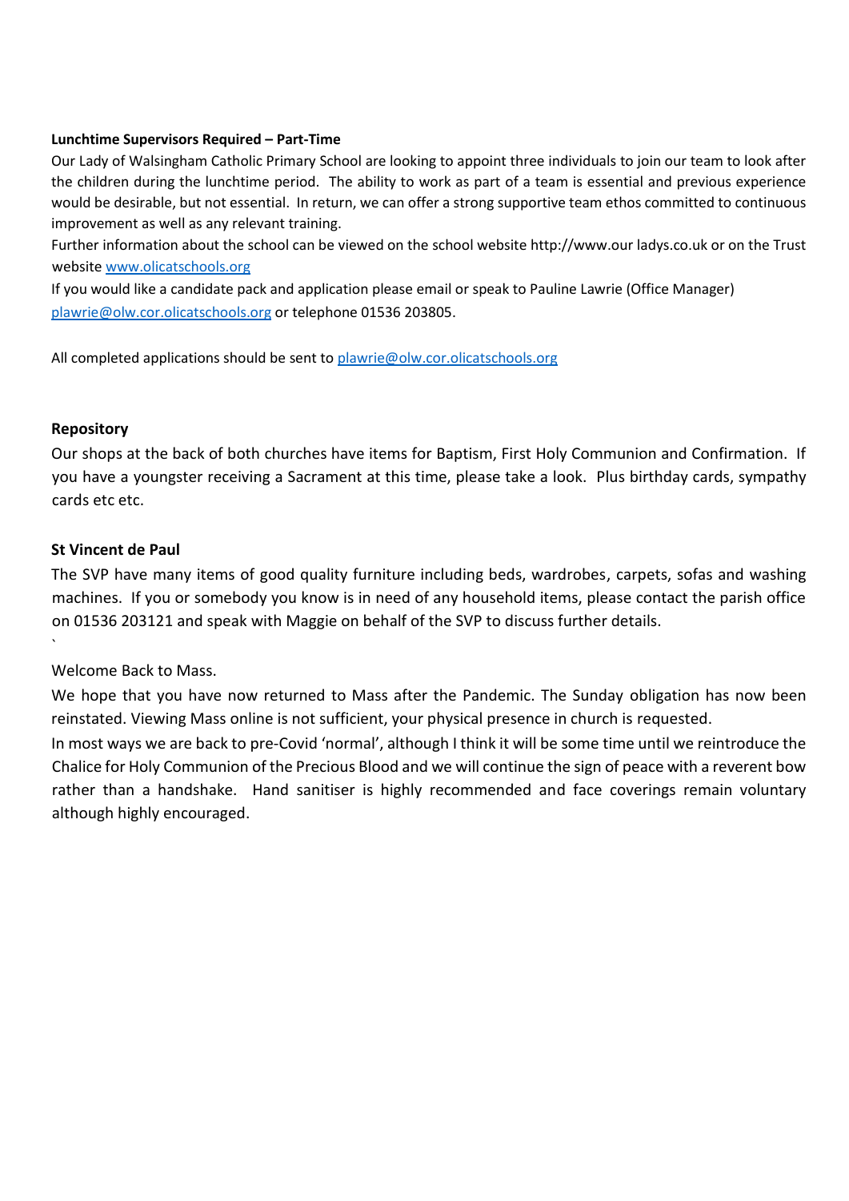**Lunchtime Supervisors Required – Part-Time**

Our Lady of Walsingham Catholic Primary School are looking to appoint three individuals to join our team to look after the children during the lunchtime period. The ability to work as part of a team is essential and previous experience would be desirable, but not essential. In return, we can offer a strong supportive team ethos committed to continuous improvement as well as any relevant training.

Further information about the school can be viewed on the school website http://www.our ladys.co.uk or on the Trust website [www.olicatschools.org](www.olicatschools.org)

If you would like a candidate pack and application please email or speak to Pauline Lawrie (Office Manager) [plawrie@olw.cor.olicatschools.org](mailto:plawrie@olw.cor.olicatschools.org) or telephone 01536 203805.

All completed applications should be sent to [plawrie@olw.cor.olicatschools.org](mailto:plawrie@olw.cor.olicatschools.org)

**Repository**

Our shops at the back of both churches have items for Baptism, First Holy Communion and Confirmation. If you have a youngster receiving a Sacrament at this time, please take a look. Plus birthday cards, sympathy cards etc etc.

**St Vincent de Paul**

The SVP have many items of good quality furniture including beds, wardrobes, carpets, sofas and washing machines. If you or somebody you know is in need of any household items, please contact the parish office on 01536 203121 and speak with Maggie on behalf of the SVP to discuss further details.

`

Welcome Back to Mass.

We hope that you have now returned to Mass after the Pandemic. The Sunday obligation has now been reinstated. Viewing Mass online is not sufficient, your physical presence in church is requested.

In most ways we are back to pre-Covid 'normal', although I think it will be some time until we reintroduce the Chalice for Holy Communion of the Precious Blood and we will continue the sign of peace with a reverent bow rather than a handshake. Hand sanitiser is highly recommended and face coverings remain voluntary although highly encouraged.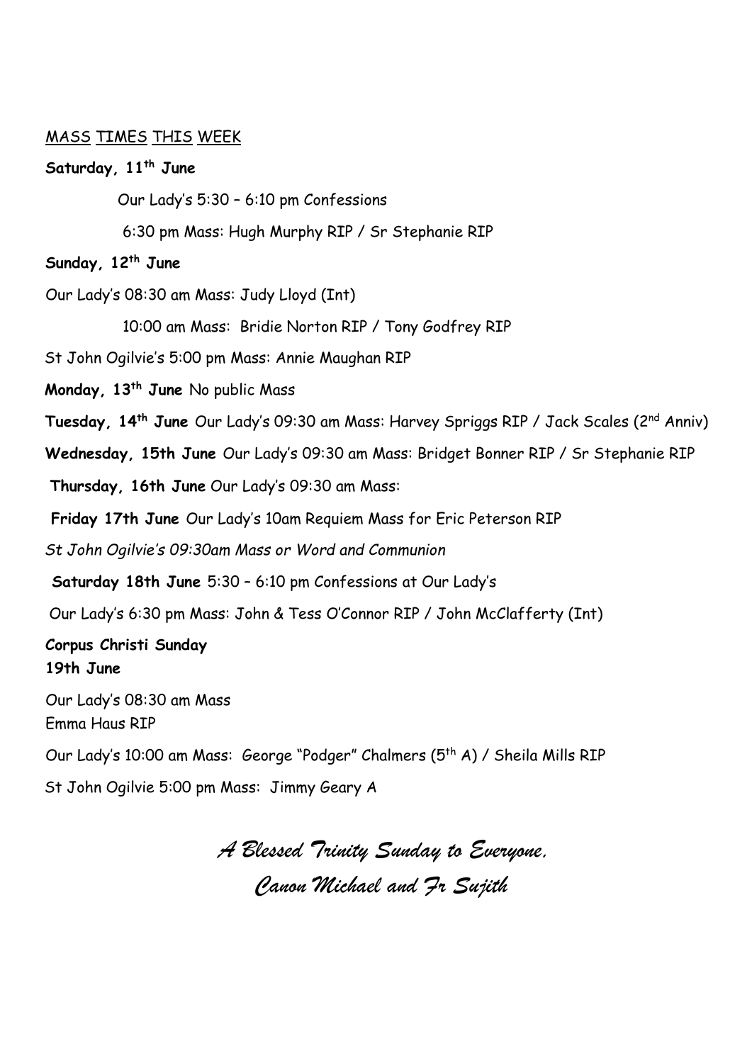MASS TIMES THIS WEEK

**Saturday, 11th June**

Our Lady's 5:30 – 6:10 pm Confessions

6:30 pm Mass: Hugh Murphy RIP / Sr Stephanie RIP

**Sunday, 12th June**

Our Lady's 08:30 am Mass: Judy Lloyd (Int)

10:00 am Mass: Bridie Norton RIP / Tony Godfrey RIP

St John Ogilvie's 5:00 pm Mass: Annie Maughan RIP

**Monday, 13th June** No public Mass

**Tuesday, 14th June** Our Lady's 09:30 am Mass: Harvey Spriggs RIP / Jack Scales (2nd Anniv)

**Wednesday, 15th June** Our Lady's 09:30 am Mass: Bridget Bonner RIP / Sr Stephanie RIP

**Thursday, 16th June** Our Lady's 09:30 am Mass:

**Friday 17th June** Our Lady's 10am Requiem Mass for Eric Peterson RIP

*St John Ogilvie's 09:30am Mass or Word and Communion*

**Saturday 18th June** 5:30 – 6:10 pm Confessions at Our Lady's

Our Lady's 6:30 pm Mass: John & Tess O'Connor RIP / John McClafferty (Int)

**Corpus Christi Sunday**
**19th June**

Our Lady's 08:30 am Mass
Emma Haus RIP

Our Lady's 10:00 am Mass: George "Podger" Chalmers (5th A) / Sheila Mills RIP

St John Ogilvie 5:00 pm Mass: Jimmy Geary A

*A Blessed Trinity Sunday to Everyone,*

*Canon Michael and Fr Sujith*